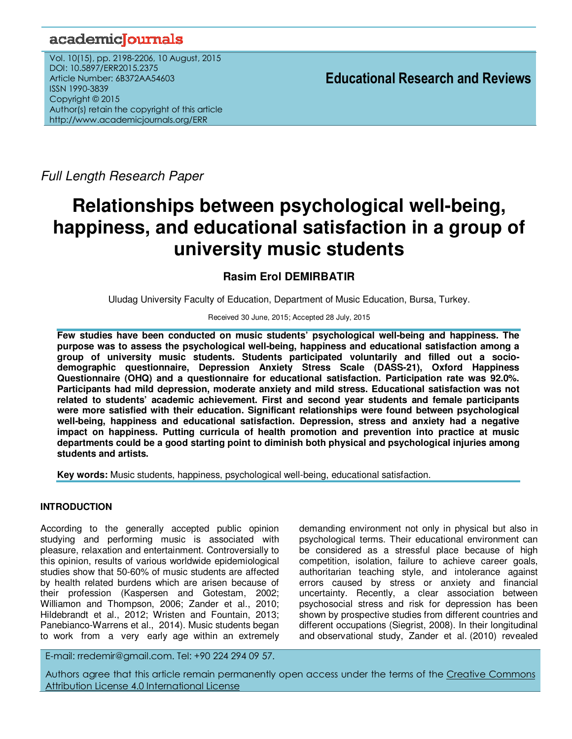Full Length Research Paper

# Relationships between psychological well-being, happiness, and educational satisfaction in a group of university music students

**Rasim Erol DEMIRBATIR**

Uludag University Faculty of Education, Department of Music Education, Bursa, Turkey.

Received 30 June, 2015; Accepted 28 July, 2015

**Few studies have been conducted on music students' psychological well-being and happiness. The purpose was to assess the psychological well-being, happiness and educational satisfaction among a group of university music students. Students participated voluntarily and filled out a socio-demographic questionnaire, Depression Anxiety Stress Scale (DASS-21), Oxford Happiness Questionnaire (OHQ) and a questionnaire for educational satisfaction. Participation rate was 92.0%. Participants had mild depression, moderate anxiety and mild stress. Educational satisfaction was not related to students' academic achievement. First and second year students and female participants were more satisfied with their education. Significant relationships were found between psychological well-being, happiness and educational satisfaction. Depression, stress and anxiety had a negative impact on happiness. Putting curricula of health promotion and prevention into practice at music departments could be a good starting point to diminish both physical and psychological injuries among students and artists.**

**Key words:** Music students, happiness, psychological well-being, educational satisfaction.

## INTRODUCTION

According to the generally accepted public opinion studying and performing music is associated with pleasure, relaxation and entertainment. Controversially to this opinion, results of various worldwide epidemiological studies show that 50-60% of music students are affected by health related burdens which are arisen because of their profession (Kaspersen and Gotestam, 2002; Williamon and Thompson, 2006; Zander et al., 2010; Hildebrandt et al., 2012; Wristen and Fountain, 2013; Panebianco-Warrens et al., 2014). Music students began to work from a very early age within an extremely demanding environment not only in physical but also in psychological terms. Their educational environment can be considered as a stressful place because of high competition, isolation, failure to achieve career goals, authoritarian teaching style, and intolerance against errors caused by stress or anxiety and financial uncertainty. Recently, a clear association between psychosocial stress and risk for depression has been shown by prospective studies from different countries and different occupations (Siegrist, 2008). In their longitudinal and observational study, Zander et al. (2010) revealed

E-mail: rredemir@gmail.com. Tel: +90 224 294 09 57.

Authors agree that this article remain permanently open access under the terms of the Creative Commons Attribution License 4.0 International License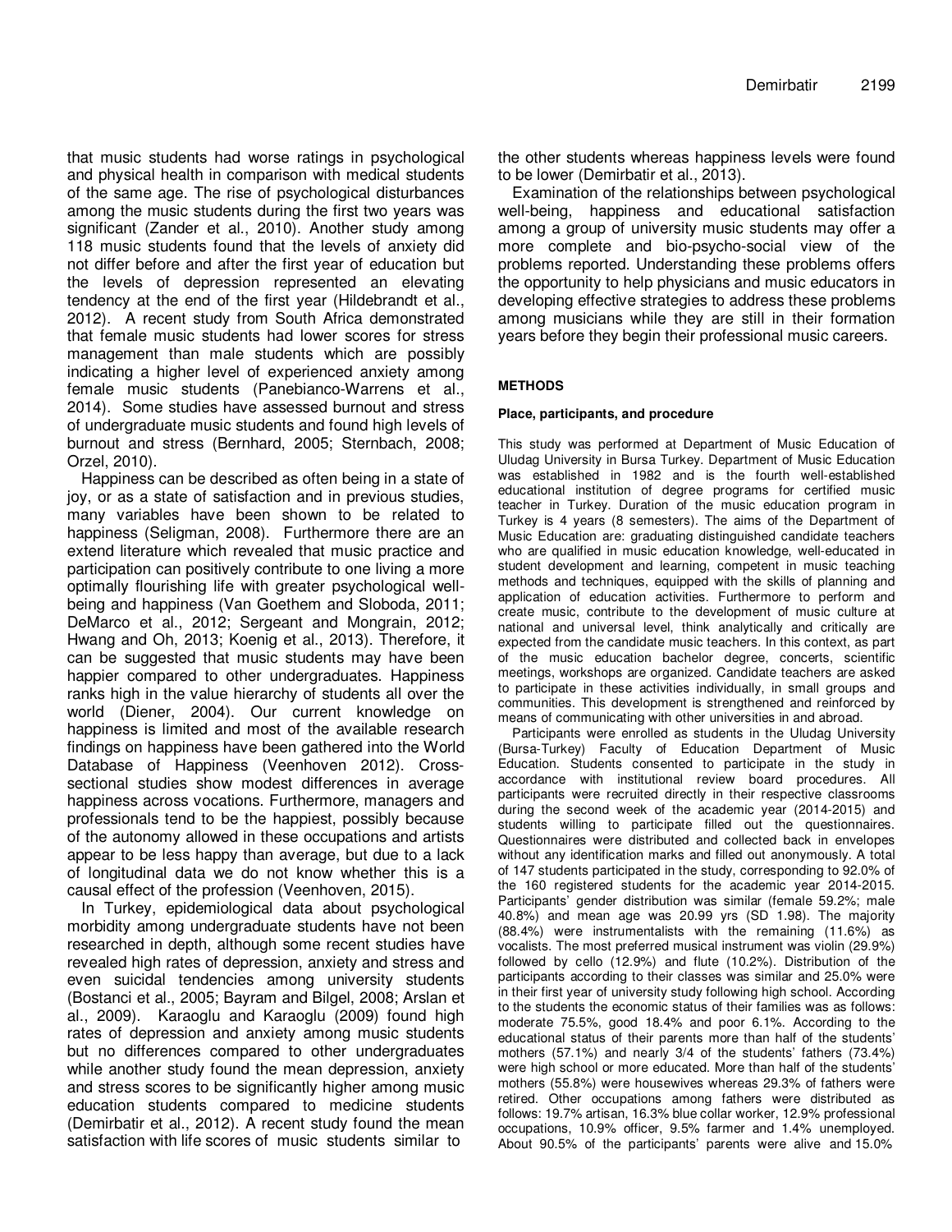that music students had worse ratings in psychological and physical health in comparison with medical students of the same age. The rise of psychological disturbances among the music students during the first two years was significant (Zander et al., 2010). Another study among 118 music students found that the levels of anxiety did not differ before and after the first year of education but the levels of depression represented an elevating tendency at the end of the first year (Hildebrandt et al., 2012). A recent study from South Africa demonstrated that female music students had lower scores for stress management than male students which are possibly indicating a higher level of experienced anxiety among female music students (Panebianco-Warrens et al., 2014). Some studies have assessed burnout and stress of undergraduate music students and found high levels of burnout and stress (Bernhard, 2005; Sternbach, 2008; Orzel, 2010).

Happiness can be described as often being in a state of joy, or as a state of satisfaction and in previous studies, many variables have been shown to be related to happiness (Seligman, 2008). Furthermore there are an extend literature which revealed that music practice and participation can positively contribute to one living a more optimally flourishing life with greater psychological well-being and happiness (Van Goethem and Sloboda, 2011; DeMarco et al., 2012; Sergeant and Mongrain, 2012; Hwang and Oh, 2013; Koenig et al., 2013). Therefore, it can be suggested that music students may have been happier compared to other undergraduates. Happiness ranks high in the value hierarchy of students all over the world (Diener, 2004). Our current knowledge on happiness is limited and most of the available research findings on happiness have been gathered into the World Database of Happiness (Veenhoven 2012). Cross-sectional studies show modest differences in average happiness across vocations. Furthermore, managers and professionals tend to be the happiest, possibly because of the autonomy allowed in these occupations and artists appear to be less happy than average, but due to a lack of longitudinal data we do not know whether this is a causal effect of the profession (Veenhoven, 2015).

In Turkey, epidemiological data about psychological morbidity among undergraduate students have not been researched in depth, although some recent studies have revealed high rates of depression, anxiety and stress and even suicidal tendencies among university students (Bostanci et al., 2005; Bayram and Bilgel, 2008; Arslan et al., 2009). Karaoglu and Karaoglu (2009) found high rates of depression and anxiety among music students but no differences compared to other undergraduates while another study found the mean depression, anxiety and stress scores to be significantly higher among music education students compared to medicine students (Demirbatir et al., 2012). A recent study found the mean satisfaction with life scores of music students similar to the other students whereas happiness levels were found to be lower (Demirbatir et al., 2013).

Examination of the relationships between psychological well-being, happiness and educational satisfaction among a group of university music students may offer a more complete and bio-psycho-social view of the problems reported. Understanding these problems offers the opportunity to help physicians and music educators in developing effective strategies to address these problems among musicians while they are still in their formation years before they begin their professional music careers.

## METHODS

### Place, participants, and procedure

This study was performed at Department of Music Education of Uludag University in Bursa Turkey. Department of Music Education was established in 1982 and is the fourth well-established educational institution of degree programs for certified music teacher in Turkey. Duration of the music education program in Turkey is 4 years (8 semesters). The aims of the Department of Music Education are: graduating distinguished candidate teachers who are qualified in music education knowledge, well-educated in student development and learning, competent in music teaching methods and techniques, equipped with the skills of planning and application of education activities. Furthermore to perform and create music, contribute to the development of music culture at national and universal level, think analytically and critically are expected from the candidate music teachers. In this context, as part of the music education bachelor degree, concerts, scientific meetings, workshops are organized. Candidate teachers are asked to participate in these activities individually, in small groups and communities. This development is strengthened and reinforced by means of communicating with other universities in and abroad.

Participants were enrolled as students in the Uludag University (Bursa-Turkey) Faculty of Education Department of Music Education. Students consented to participate in the study in accordance with institutional review board procedures. All participants were recruited directly in their respective classrooms during the second week of the academic year (2014-2015) and students willing to participate filled out the questionnaires. Questionnaires were distributed and collected back in envelopes without any identification marks and filled out anonymously. A total of 147 students participated in the study, corresponding to 92.0% of the 160 registered students for the academic year 2014-2015. Participants' gender distribution was similar (female 59.2%; male 40.8%) and mean age was 20.99 yrs (SD 1.98). The majority (88.4%) were instrumentalists with the remaining (11.6%) as vocalists. The most preferred musical instrument was violin (29.9%) followed by cello (12.9%) and flute (10.2%). Distribution of the participants according to their classes was similar and 25.0% were in their first year of university study following high school. According to the students the economic status of their families was as follows: moderate 75.5%, good 18.4% and poor 6.1%. According to the educational status of their parents more than half of the students' mothers (57.1%) and nearly 3/4 of the students' fathers (73.4%) were high school or more educated. More than half of the students' mothers (55.8%) were housewives whereas 29.3% of fathers were retired. Other occupations among fathers were distributed as follows: 19.7% artisan, 16.3% blue collar worker, 12.9% professional occupations, 10.9% officer, 9.5% farmer and 1.4% unemployed. About 90.5% of the participants' parents were alive and 15.0%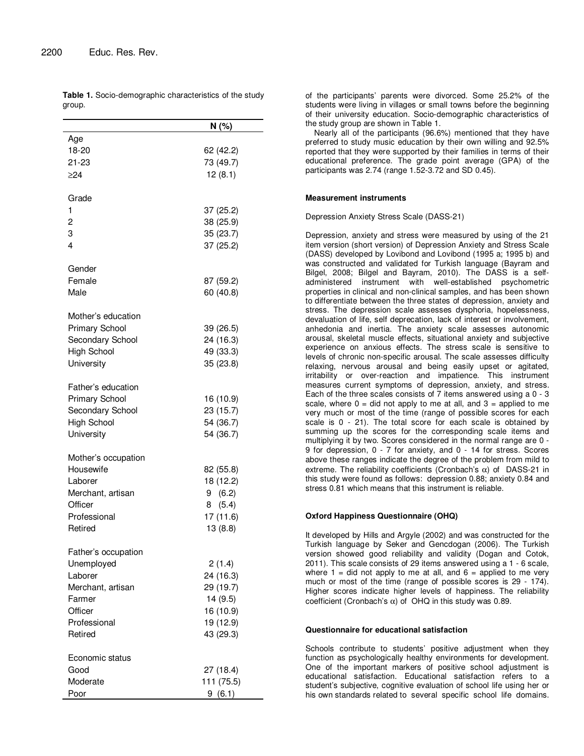**Table 1.** Socio-demographic characteristics of the study group.

| | N (%) |
|---|---|
| **Age** | |
| 18-20 | 62 (42.2) |
| 21-23 | 73 (49.7) |
| ≥24 | 12 (8.1) |
| **Grade** | |
| 1 | 37 (25.2) |
| 2 | 38 (25.9) |
| 3 | 35 (23.7) |
| 4 | 37 (25.2) |
| **Gender** | |
| Female | 87 (59.2) |
| Male | 60 (40.8) |
| **Mother's education** | |
| Primary School | 39 (26.5) |
| Secondary School | 24 (16.3) |
| High School | 49 (33.3) |
| University | 35 (23.8) |
| **Father's education** | |
| Primary School | 16 (10.9) |
| Secondary School | 23 (15.7) |
| High School | 54 (36.7) |
| University | 54 (36.7) |
| **Mother's occupation** | |
| Housewife | 82 (55.8) |
| Laborer | 18 (12.2) |
| Merchant, artisan | 9 (6.2) |
| Officer | 8 (5.4) |
| Professional | 17 (11.6) |
| Retired | 13 (8.8) |
| **Father's occupation** | |
| Unemployed | 2 (1.4) |
| Laborer | 24 (16.3) |
| Merchant, artisan | 29 (19.7) |
| Farmer | 14 (9.5) |
| Officer | 16 (10.9) |
| Professional | 19 (12.9) |
| Retired | 43 (29.3) |
| **Economic status** | |
| Good | 27 (18.4) |
| Moderate | 111 (75.5) |
| Poor | 9 (6.1) |

of the participants' parents were divorced. Some 25.2% of the students were living in villages or small towns before the beginning of their university education. Socio-demographic characteristics of the study group are shown in Table 1.

Nearly all of the participants (96.6%) mentioned that they have preferred to study music education by their own willing and 92.5% reported that they were supported by their families in terms of their educational preference. The grade point average (GPA) of the participants was 2.74 (range 1.52-3.72 and SD 0.45).

### Measurement instruments

Depression Anxiety Stress Scale (DASS-21)

Depression, anxiety and stress were measured by using of the 21 item version (short version) of Depression Anxiety and Stress Scale (DASS) developed by Lovibond and Lovibond (1995 a; 1995 b) and was constructed and validated for Turkish language (Bayram and Bilgel, 2008; Bilgel and Bayram, 2010). The DASS is a self-administered instrument with well-established psychometric properties in clinical and non-clinical samples, and has been shown to differentiate between the three states of depression, anxiety and stress. The depression scale assesses dysphoria, hopelessness, devaluation of life, self deprecation, lack of interest or involvement, anhedonia and inertia. The anxiety scale assesses autonomic arousal, skeletal muscle effects, situational anxiety and subjective experience on anxious effects. The stress scale is sensitive to levels of chronic non-specific arousal. The scale assesses difficulty relaxing, nervous arousal and being easily upset or agitated, irritability or over-reaction and impatience. This instrument measures current symptoms of depression, anxiety, and stress. Each of the three scales consists of 7 items answered using a 0 - 3 scale, where 0 = did not apply to me at all, and 3 = applied to me very much or most of the time (range of possible scores for each scale is 0 - 21). The total score for each scale is obtained by summing up the scores for the corresponding scale items and multiplying it by two. Scores considered in the normal range are 0 - 9 for depression, 0 - 7 for anxiety, and 0 - 14 for stress. Scores above these ranges indicate the degree of the problem from mild to extreme. The reliability coefficients (Cronbach's $\alpha$) of DASS-21 in this study were found as follows: depression 0.88; anxiety 0.84 and stress 0.81 which means that this instrument is reliable.

### Oxford Happiness Questionnaire (OHQ)

It developed by Hills and Argyle (2002) and was constructed for the Turkish language by Seker and Gencdogan (2006). The Turkish version showed good reliability and validity (Dogan and Cotok, 2011). This scale consists of 29 items answered using a 1 - 6 scale, where 1 = did not apply to me at all, and 6 = applied to me very much or most of the time (range of possible scores is 29 - 174). Higher scores indicate higher levels of happiness. The reliability coefficient (Cronbach's $\alpha$) of OHQ in this study was 0.89.

### Questionnaire for educational satisfaction

Schools contribute to students' positive adjustment when they function as psychologically healthy environments for development. One of the important markers of positive school adjustment is educational satisfaction. Educational satisfaction refers to a student's subjective, cognitive evaluation of school life using her or his own standards related to several specific school life domains.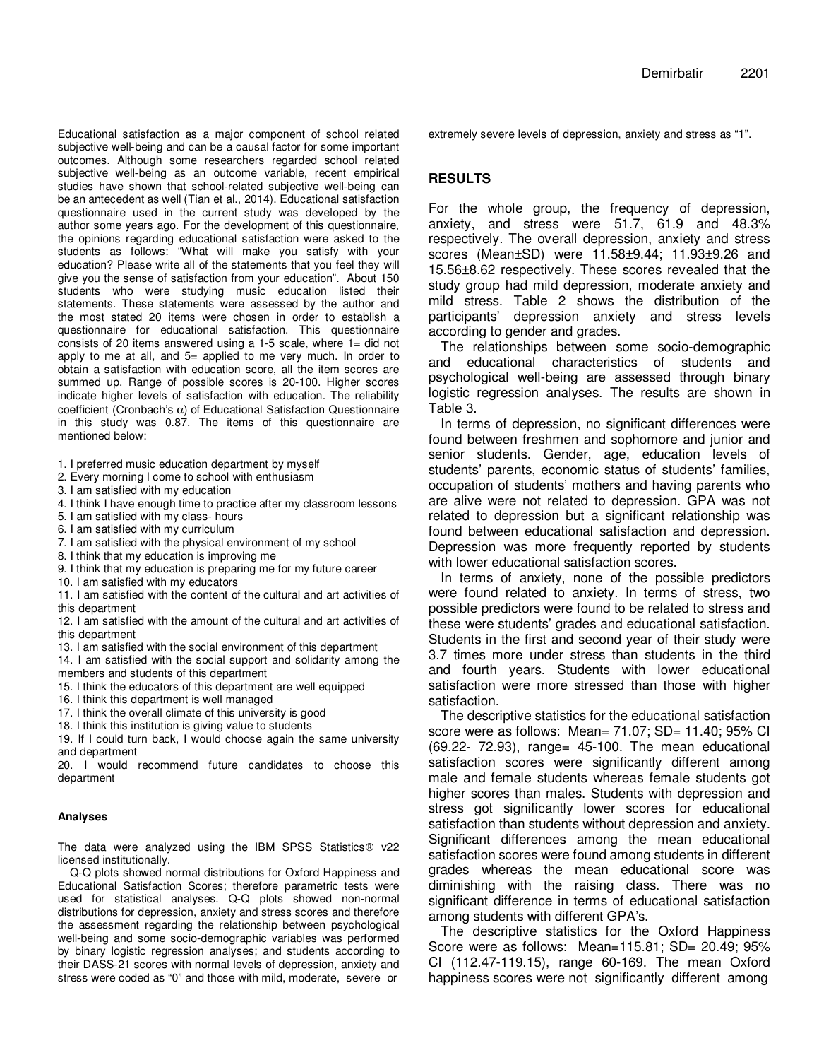Educational satisfaction as a major component of school related subjective well-being and can be a causal factor for some important outcomes. Although some researchers regarded school related subjective well-being as an outcome variable, recent empirical studies have shown that school-related subjective well-being can be an antecedent as well (Tian et al., 2014). Educational satisfaction questionnaire used in the current study was developed by the author some years ago. For the development of this questionnaire, the opinions regarding educational satisfaction were asked to the students as follows: "What will make you satisfy with your education? Please write all of the statements that you feel they will give you the sense of satisfaction from your education". About 150 students who were studying music education listed their statements. These statements were assessed by the author and the most stated 20 items were chosen in order to establish a questionnaire for educational satisfaction. This questionnaire consists of 20 items answered using a 1-5 scale, where 1= did not apply to me at all, and 5= applied to me very much. In order to obtain a satisfaction with education score, all the item scores are summed up. Range of possible scores is 20-100. Higher scores indicate higher levels of satisfaction with education. The reliability coefficient (Cronbach's $\alpha$) of Educational Satisfaction Questionnaire in this study was 0.87. The items of this questionnaire are mentioned below:

1. I preferred music education department by myself
2. Every morning I come to school with enthusiasm
3. I am satisfied with my education
4. I think I have enough time to practice after my classroom lessons
5. I am satisfied with my class- hours
6. I am satisfied with my curriculum
7. I am satisfied with the physical environment of my school
8. I think that my education is improving me
9. I think that my education is preparing me for my future career
10. I am satisfied with my educators
11. I am satisfied with the content of the cultural and art activities of this department
12. I am satisfied with the amount of the cultural and art activities of this department
13. I am satisfied with the social environment of this department
14. I am satisfied with the social support and solidarity among the members and students of this department
15. I think the educators of this department are well equipped
16. I think this department is well managed
17. I think the overall climate of this university is good
18. I think this institution is giving value to students
19. If I could turn back, I would choose again the same university and department
20. I would recommend future candidates to choose this department

#### Analyses

The data were analyzed using the IBM SPSS Statistics® v22 licensed institutionally.

Q-Q plots showed normal distributions for Oxford Happiness and Educational Satisfaction Scores; therefore parametric tests were used for statistical analyses. Q-Q plots showed non-normal distributions for depression, anxiety and stress scores and therefore the assessment regarding the relationship between psychological well-being and some socio-demographic variables was performed by binary logistic regression analyses; and students according to their DASS-21 scores with normal levels of depression, anxiety and stress were coded as "0" and those with mild, moderate, severe or extremely severe levels of depression, anxiety and stress as "1".

## RESULTS

For the whole group, the frequency of depression, anxiety, and stress were 51.7, 61.9 and 48.3% respectively. The overall depression, anxiety and stress scores (Mean±SD) were 11.58±9.44; 11.93±9.26 and 15.56±8.62 respectively. These scores revealed that the study group had mild depression, moderate anxiety and mild stress. Table 2 shows the distribution of the participants' depression anxiety and stress levels according to gender and grades.

The relationships between some socio-demographic and educational characteristics of students and psychological well-being are assessed through binary logistic regression analyses. The results are shown in Table 3.

In terms of depression, no significant differences were found between freshmen and sophomore and junior and senior students. Gender, age, education levels of students' parents, economic status of students' families, occupation of students' mothers and having parents who are alive were not related to depression. GPA was not related to depression but a significant relationship was found between educational satisfaction and depression. Depression was more frequently reported by students with lower educational satisfaction scores.

In terms of anxiety, none of the possible predictors were found related to anxiety. In terms of stress, two possible predictors were found to be related to stress and these were students' grades and educational satisfaction. Students in the first and second year of their study were 3.7 times more under stress than students in the third and fourth years. Students with lower educational satisfaction were more stressed than those with higher satisfaction.

The descriptive statistics for the educational satisfaction score were as follows: Mean= 71.07; SD= 11.40; 95% CI (69.22- 72.93), range= 45-100. The mean educational satisfaction scores were significantly different among male and female students whereas female students got higher scores than males. Students with depression and stress got significantly lower scores for educational satisfaction than students without depression and anxiety. Significant differences among the mean educational satisfaction scores were found among students in different grades whereas the mean educational score was diminishing with the raising class. There was no significant difference in terms of educational satisfaction among students with different GPA's.

The descriptive statistics for the Oxford Happiness Score were as follows: Mean=115.81; SD= 20.49; 95% CI (112.47-119.15), range 60-169. The mean Oxford happiness scores were not significantly different among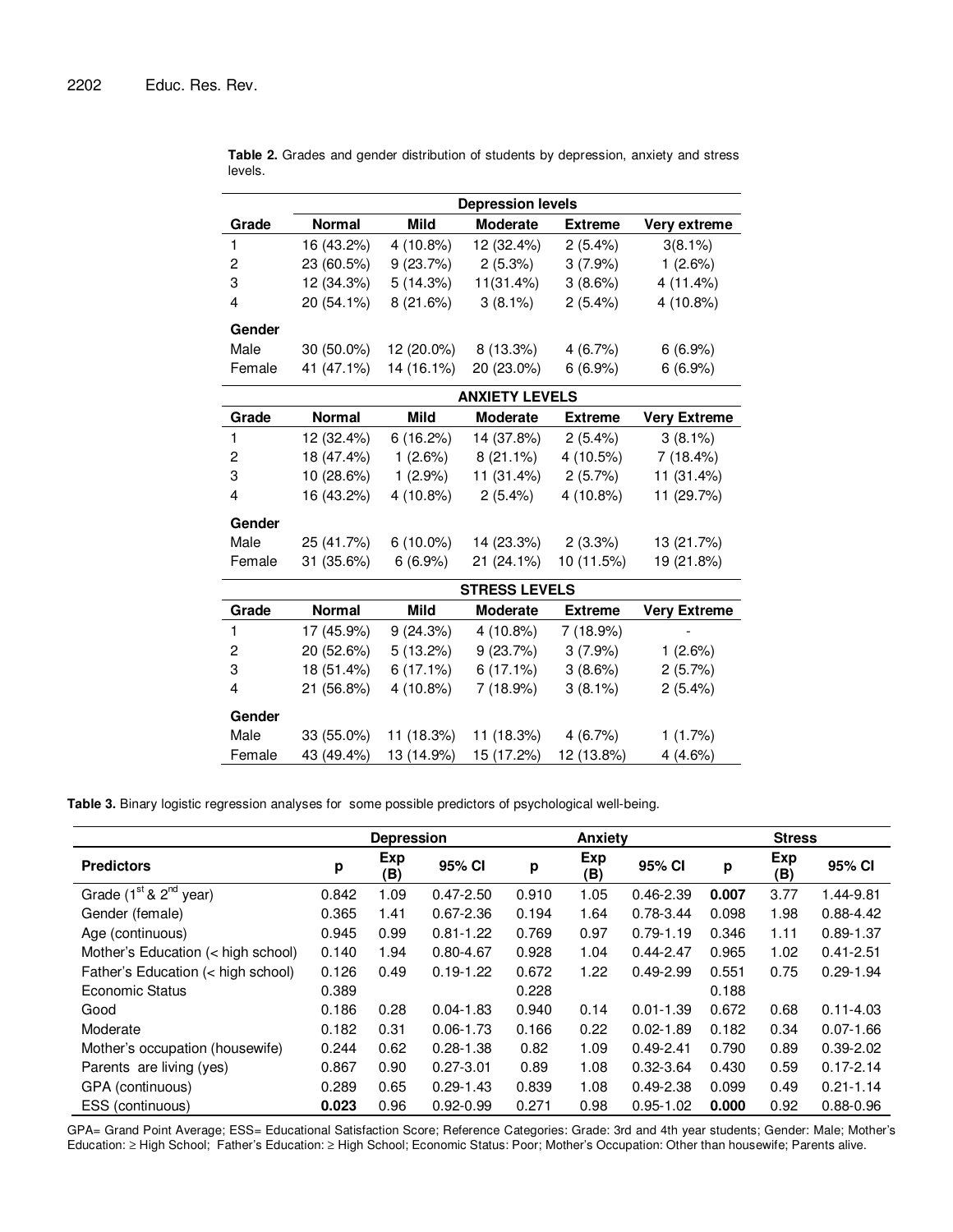**Table 2.** Grades and gender distribution of students by depression, anxiety and stress levels.

| | Depression levels | | | | |
|---|---|---|---|---|---|
| **Grade** | **Normal** | **Mild** | **Moderate** | **Extreme** | **Very extreme** |
| 1 | 16 (43.2%) | 4 (10.8%) | 12 (32.4%) | 2 (5.4%) | 3(8.1%) |
| 2 | 23 (60.5%) | 9 (23.7%) | 2 (5.3%) | 3 (7.9%) | 1 (2.6%) |
| 3 | 12 (34.3%) | 5 (14.3%) | 11(31.4%) | 3 (8.6%) | 4 (11.4%) |
| 4 | 20 (54.1%) | 8 (21.6%) | 3 (8.1%) | 2 (5.4%) | 4 (10.8%) |
| **Gender** | | | | | |
| Male | 30 (50.0%) | 12 (20.0%) | 8 (13.3%) | 4 (6.7%) | 6 (6.9%) |
| Female | 41 (47.1%) | 14 (16.1%) | 20 (23.0%) | 6 (6.9%) | 6 (6.9%) |
| | **ANXIETY LEVELS** | | | | |
| **Grade** | **Normal** | **Mild** | **Moderate** | **Extreme** | **Very Extreme** |
| 1 | 12 (32.4%) | 6 (16.2%) | 14 (37.8%) | 2 (5.4%) | 3 (8.1%) |
| 2 | 18 (47.4%) | 1 (2.6%) | 8 (21.1%) | 4 (10.5%) | 7 (18.4%) |
| 3 | 10 (28.6%) | 1 (2.9%) | 11 (31.4%) | 2 (5.7%) | 11 (31.4%) |
| 4 | 16 (43.2%) | 4 (10.8%) | 2 (5.4%) | 4 (10.8%) | 11 (29.7%) |
| **Gender** | | | | | |
| Male | 25 (41.7%) | 6 (10.0%) | 14 (23.3%) | 2 (3.3%) | 13 (21.7%) |
| Female | 31 (35.6%) | 6 (6.9%) | 21 (24.1%) | 10 (11.5%) | 19 (21.8%) |
| | **STRESS LEVELS** | | | | |
| **Grade** | **Normal** | **Mild** | **Moderate** | **Extreme** | **Very Extreme** |
| 1 | 17 (45.9%) | 9 (24.3%) | 4 (10.8%) | 7 (18.9%) | - |
| 2 | 20 (52.6%) | 5 (13.2%) | 9 (23.7%) | 3 (7.9%) | 1 (2.6%) |
| 3 | 18 (51.4%) | 6 (17.1%) | 6 (17.1%) | 3 (8.6%) | 2 (5.7%) |
| 4 | 21 (56.8%) | 4 (10.8%) | 7 (18.9%) | 3 (8.1%) | 2 (5.4%) |
| **Gender** | | | | | |
| Male | 33 (55.0%) | 11 (18.3%) | 11 (18.3%) | 4 (6.7%) | 1 (1.7%) |
| Female | 43 (49.4%) | 13 (14.9%) | 15 (17.2%) | 12 (13.8%) | 4 (4.6%) |

**Table 3.** Binary logistic regression analyses for some possible predictors of psychological well-being.

| | Depression | | | Anxiety | | | Stress | | |
|---|---|---|---|---|---|---|---|---|---|
| **Predictors** | **p** | **Exp (B)** | **95% CI** | **p** | **Exp (B)** | **95% CI** | **p** | **Exp (B)** | **95% CI** |
| Grade (1st & 2nd year) | 0.842 | 1.09 | 0.47-2.50 | 0.910 | 1.05 | 0.46-2.39 | **0.007** | 3.77 | 1.44-9.81 |
| Gender (female) | 0.365 | 1.41 | 0.67-2.36 | 0.194 | 1.64 | 0.78-3.44 | 0.098 | 1.98 | 0.88-4.42 |
| Age (continuous) | 0.945 | 0.99 | 0.81-1.22 | 0.769 | 0.97 | 0.79-1.19 | 0.346 | 1.11 | 0.89-1.37 |
| Mother's Education (< high school) | 0.140 | 1.94 | 0.80-4.67 | 0.928 | 1.04 | 0.44-2.47 | 0.965 | 1.02 | 0.41-2.51 |
| Father's Education (< high school) | 0.126 | 0.49 | 0.19-1.22 | 0.672 | 1.22 | 0.49-2.99 | 0.551 | 0.75 | 0.29-1.94 |
| Economic Status | 0.389 | | | 0.228 | | | 0.188 | | |
| Good | 0.186 | 0.28 | 0.04-1.83 | 0.940 | 0.14 | 0.01-1.39 | 0.672 | 0.68 | 0.11-4.03 |
| Moderate | 0.182 | 0.31 | 0.06-1.73 | 0.166 | 0.22 | 0.02-1.89 | 0.182 | 0.34 | 0.07-1.66 |
| Mother's occupation (housewife) | 0.244 | 0.62 | 0.28-1.38 | 0.82 | 1.09 | 0.49-2.41 | 0.790 | 0.89 | 0.39-2.02 |
| Parents are living (yes) | 0.867 | 0.90 | 0.27-3.01 | 0.89 | 1.08 | 0.32-3.64 | 0.430 | 0.59 | 0.17-2.14 |
| GPA (continuous) | 0.289 | 0.65 | 0.29-1.43 | 0.839 | 1.08 | 0.49-2.38 | 0.099 | 0.49 | 0.21-1.14 |
| ESS (continuous) | **0.023** | 0.96 | 0.92-0.99 | 0.271 | 0.98 | 0.95-1.02 | **0.000** | 0.92 | 0.88-0.96 |

GPA= Grand Point Average; ESS= Educational Satisfaction Score; Reference Categories: Grade: 3rd and 4th year students; Gender: Male; Mother's Education: ≥ High School; Father's Education: ≥ High School; Economic Status: Poor; Mother's Occupation: Other than housewife; Parents alive.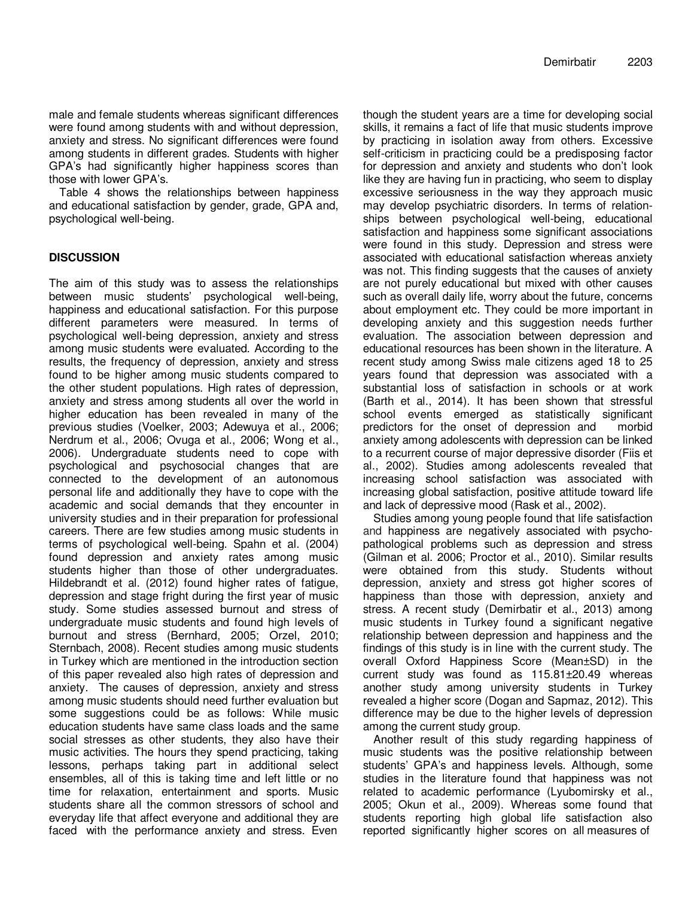male and female students whereas significant differences were found among students with and without depression, anxiety and stress. No significant differences were found among students in different grades. Students with higher GPA's had significantly higher happiness scores than those with lower GPA's.

Table 4 shows the relationships between happiness and educational satisfaction by gender, grade, GPA and, psychological well-being.

## DISCUSSION

The aim of this study was to assess the relationships between music students' psychological well-being, happiness and educational satisfaction. For this purpose different parameters were measured. In terms of psychological well-being depression, anxiety and stress among music students were evaluated. According to the results, the frequency of depression, anxiety and stress found to be higher among music students compared to the other student populations. High rates of depression, anxiety and stress among students all over the world in higher education has been revealed in many of the previous studies (Voelker, 2003; Adewuya et al., 2006; Nerdrum et al., 2006; Ovuga et al., 2006; Wong et al., 2006). Undergraduate students need to cope with psychological and psychosocial changes that are connected to the development of an autonomous personal life and additionally they have to cope with the academic and social demands that they encounter in university studies and in their preparation for professional careers. There are few studies among music students in terms of psychological well-being. Spahn et al. (2004) found depression and anxiety rates among music students higher than those of other undergraduates. Hildebrandt et al. (2012) found higher rates of fatigue, depression and stage fright during the first year of music study. Some studies assessed burnout and stress of undergraduate music students and found high levels of burnout and stress (Bernhard, 2005; Orzel, 2010; Sternbach, 2008). Recent studies among music students in Turkey which are mentioned in the introduction section of this paper revealed also high rates of depression and anxiety. The causes of depression, anxiety and stress among music students should need further evaluation but some suggestions could be as follows: While music education students have same class loads and the same social stresses as other students, they also have their music activities. The hours they spend practicing, taking lessons, perhaps taking part in additional select ensembles, all of this is taking time and left little or no time for relaxation, entertainment and sports. Music students share all the common stressors of school and everyday life that affect everyone and additional they are faced with the performance anxiety and stress. Even though the student years are a time for developing social skills, it remains a fact of life that music students improve by practicing in isolation away from others. Excessive self-criticism in practicing could be a predisposing factor for depression and anxiety and students who don't look like they are having fun in practicing, who seem to display excessive seriousness in the way they approach music may develop psychiatric disorders. In terms of relationships between psychological well-being, educational satisfaction and happiness some significant associations were found in this study. Depression and stress were associated with educational satisfaction whereas anxiety was not. This finding suggests that the causes of anxiety are not purely educational but mixed with other causes such as overall daily life, worry about the future, concerns about employment etc. They could be more important in developing anxiety and this suggestion needs further evaluation. The association between depression and educational resources has been shown in the literature. A recent study among Swiss male citizens aged 18 to 25 years found that depression was associated with a substantial loss of satisfaction in schools or at work (Barth et al., 2014). It has been shown that stressful school events emerged as statistically significant predictors for the onset of depression and morbid anxiety among adolescents with depression can be linked to a recurrent course of major depressive disorder (Fiis et al., 2002). Studies among adolescents revealed that increasing school satisfaction was associated with increasing global satisfaction, positive attitude toward life and lack of depressive mood (Rask et al., 2002).

Studies among young people found that life satisfaction and happiness are negatively associated with psychopathological problems such as depression and stress (Gilman et al. 2006; Proctor et al., 2010). Similar results were obtained from this study. Students without depression, anxiety and stress got higher scores of happiness than those with depression, anxiety and stress. A recent study (Demirbatir et al., 2013) among music students in Turkey found a significant negative relationship between depression and happiness and the findings of this study is in line with the current study. The overall Oxford Happiness Score (Mean±SD) in the current study was found as 115.81±20.49 whereas another study among university students in Turkey revealed a higher score (Dogan and Sapmaz, 2012). This difference may be due to the higher levels of depression among the current study group.

Another result of this study regarding happiness of music students was the positive relationship between students' GPA's and happiness levels. Although, some studies in the literature found that happiness was not related to academic performance (Lyubomirsky et al., 2005; Okun et al., 2009). Whereas some found that students reporting high global life satisfaction also reported significantly higher scores on all measures of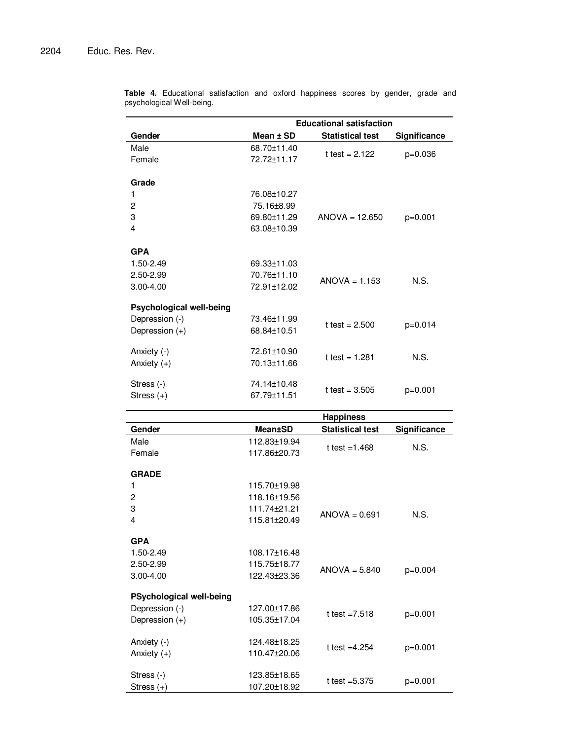**Table 4.** Educational satisfaction and oxford happiness scores by gender, grade and psychological Well-being.

| | Educational satisfaction | | |
|---|---|---|---|
| **Gender** | **Mean ± SD** | **Statistical test** | **Significance** |
| Male | 68.70±11.40 | t test = 2.122 | p=0.036 |
| Female | 72.72±11.17 | | |
| **Grade** | | | |
| 1 | 76.08±10.27 | ANOVA = 12.650 | p=0.001 |
| 2 | 75.16±8.99 | | |
| 3 | 69.80±11.29 | | |
| 4 | 63.08±10.39 | | |
| **GPA** | | | |
| 1.50-2.49 | 69.33±11.03 | ANOVA = 1.153 | N.S. |
| 2.50-2.99 | 70.76±11.10 | | |
| 3.00-4.00 | 72.91±12.02 | | |
| **Psychological well-being** | | | |
| Depression (-) | 73.46±11.99 | t test = 2.500 | p=0.014 |
| Depression (+) | 68.84±10.51 | | |
| Anxiety (-) | 72.61±10.90 | t test = 1.281 | N.S. |
| Anxiety (+) | 70.13±11.66 | | |
| Stress (-) | 74.14±10.48 | t test = 3.505 | p=0.001 |
| Stress (+) | 67.79±11.51 | | |

| | Happiness | | |
|---|---|---|---|
| **Gender** | **Mean±SD** | **Statistical test** | **Significance** |
| Male | 112.83±19.94 | t test =1.468 | N.S. |
| Female | 117.86±20.73 | | |
| **GRADE** | | | |
| 1 | 115.70±19.98 | ANOVA = 0.691 | N.S. |
| 2 | 118.16±19.56 | | |
| 3 | 111.74±21.21 | | |
| 4 | 115.81±20.49 | | |
| **GPA** | | | |
| 1.50-2.49 | 108.17±16.48 | ANOVA = 5.840 | p=0.004 |
| 2.50-2.99 | 115.75±18.77 | | |
| 3.00-4.00 | 122.43±23.36 | | |
| **PSychological well-being** | | | |
| Depression (-) | 127.00±17.86 | t test =7.518 | p=0.001 |
| Depression (+) | 105.35±17.04 | | |
| Anxiety (-) | 124.48±18.25 | t test =4.254 | p=0.001 |
| Anxiety (+) | 110.47±20.06 | | |
| Stress (-) | 123.85±18.65 | t test =5.375 | p=0.001 |
| Stress (+) | 107.20±18.92 | | |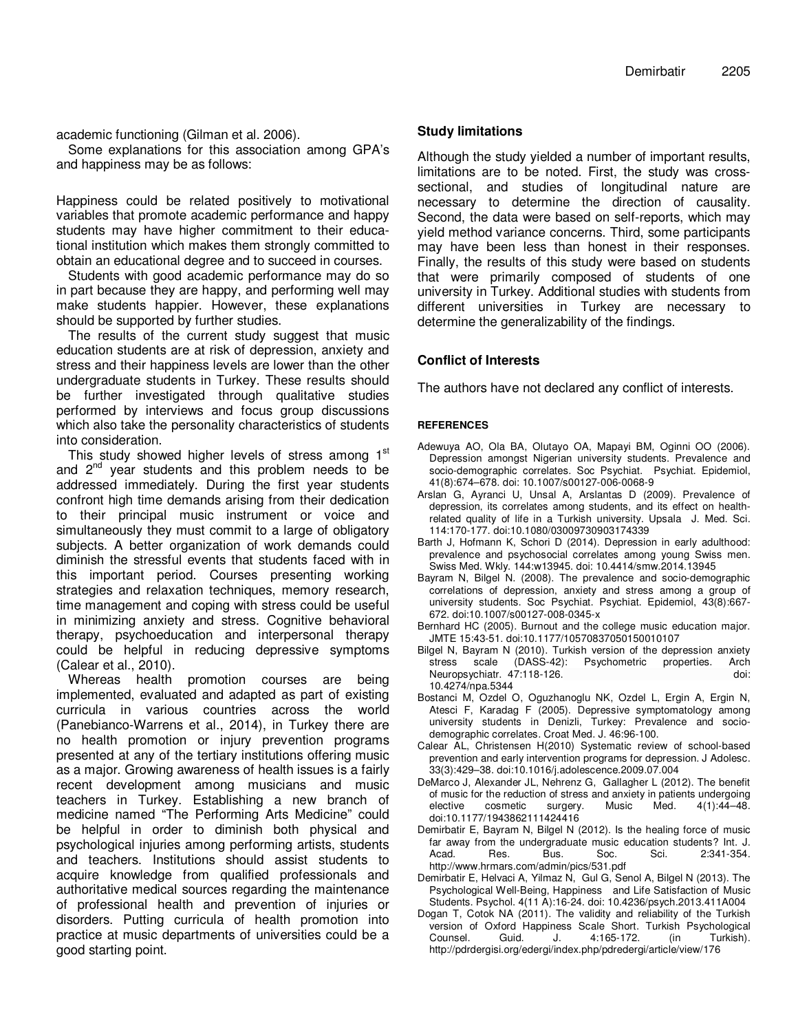academic functioning (Gilman et al. 2006).

Some explanations for this association among GPA's and happiness may be as follows:

Happiness could be related positively to motivational variables that promote academic performance and happy students may have higher commitment to their educational institution which makes them strongly committed to obtain an educational degree and to succeed in courses.

Students with good academic performance may do so in part because they are happy, and performing well may make students happier. However, these explanations should be supported by further studies.

The results of the current study suggest that music education students are at risk of depression, anxiety and stress and their happiness levels are lower than the other undergraduate students in Turkey. These results should be further investigated through qualitative studies performed by interviews and focus group discussions which also take the personality characteristics of students into consideration.

This study showed higher levels of stress among 1st and 2nd year students and this problem needs to be addressed immediately. During the first year students confront high time demands arising from their dedication to their principal music instrument or voice and simultaneously they must commit to a large of obligatory subjects. A better organization of work demands could diminish the stressful events that students faced with in this important period. Courses presenting working strategies and relaxation techniques, memory research, time management and coping with stress could be useful in minimizing anxiety and stress. Cognitive behavioral therapy, psychoeducation and interpersonal therapy could be helpful in reducing depressive symptoms (Calear et al., 2010).

Whereas health promotion courses are being implemented, evaluated and adapted as part of existing curricula in various countries across the world (Panebianco-Warrens et al., 2014), in Turkey there are no health promotion or injury prevention programs presented at any of the tertiary institutions offering music as a major. Growing awareness of health issues is a fairly recent development among musicians and music teachers in Turkey. Establishing a new branch of medicine named "The Performing Arts Medicine" could be helpful in order to diminish both physical and psychological injuries among performing artists, students and teachers. Institutions should assist students to acquire knowledge from qualified professionals and authoritative medical sources regarding the maintenance of professional health and prevention of injuries or disorders. Putting curricula of health promotion into practice at music departments of universities could be a good starting point.

## Study limitations

Although the study yielded a number of important results, limitations are to be noted. First, the study was cross-sectional, and studies of longitudinal nature are necessary to determine the direction of causality. Second, the data were based on self-reports, which may yield method variance concerns. Third, some participants may have been less than honest in their responses. Finally, the results of this study were based on students that were primarily composed of students of one university in Turkey. Additional studies with students from different universities in Turkey are necessary to determine the generalizability of the findings.

## Conflict of Interests

The authors have not declared any conflict of interests.

## REFERENCES

Adewuya AO, Ola BA, Olutayo OA, Mapayi BM, Oginni OO (2006). Depression amongst Nigerian university students. Prevalence and socio-demographic correlates. Soc Psychiat. Psychiat. Epidemiol, 41(8):674–678. doi: 10.1007/s00127-006-0068-9

Arslan G, Ayranci U, Unsal A, Arslantas D (2009). Prevalence of depression, its correlates among students, and its effect on health-related quality of life in a Turkish university. Upsala J. Med. Sci. 114:170-177. doi:10.1080/03009730903174339

Barth J, Hofmann K, Schori D (2014). Depression in early adulthood: prevalence and psychosocial correlates among young Swiss men. Swiss Med. Wkly. 144:w13945. doi: 10.4414/smw.2014.13945

Bayram N, Bilgel N. (2008). The prevalence and socio-demographic correlations of depression, anxiety and stress among a group of university students. Soc Psychiat. Psychiat. Epidemiol, 43(8):667-672. doi:10.1007/s00127-008-0345-x

Bernhard HC (2005). Burnout and the college music education major. JMTE 15:43-51. doi:10.1177/10570837050150010107

Bilgel N, Bayram N (2010). Turkish version of the depression anxiety stress scale (DASS-42): Psychometric properties. Arch Neuropsychiatr. 47:118-126. doi: 10.4274/npa.5344

Bostanci M, Ozdel O, Oguzhanoglu NK, Ozdel L, Ergin A, Ergin N, Atesci F, Karadag F (2005). Depressive symptomatology among university students in Denizli, Turkey: Prevalence and socio-demographic correlates. Croat Med. J. 46:96-100.

Calear AL, Christensen H(2010) Systematic review of school-based prevention and early intervention programs for depression. J Adolesc. 33(3):429–38. doi:10.1016/j.adolescence.2009.07.004

DeMarco J, Alexander JL, Nehrenz G, Gallagher L (2012). The benefit of music for the reduction of stress and anxiety in patients undergoing elective cosmetic surgery. Music Med. 4(1):44–48. doi:10.1177/1943862111424416

Demirbatir E, Bayram N, Bilgel N (2012). Is the healing force of music far away from the undergraduate music education students? Int. J. Acad. Res. Bus. Soc. Sci. 2:341-354. http://www.hrmars.com/admin/pics/531.pdf

Demirbatir E, Helvaci A, Yilmaz N, Gul G, Senol A, Bilgel N (2013). The Psychological Well-Being, Happiness and Life Satisfaction of Music Students. Psychol. 4(11 A):16-24. doi: 10.4236/psych.2013.411A004

Dogan T, Cotok NA (2011). The validity and reliability of the Turkish version of Oxford Happiness Scale Short. Turkish Psychological Counsel. Guid. J. 4:165-172. (in Turkish). http://pdrdergisi.org/edergi/index.php/pdredergi/article/view/176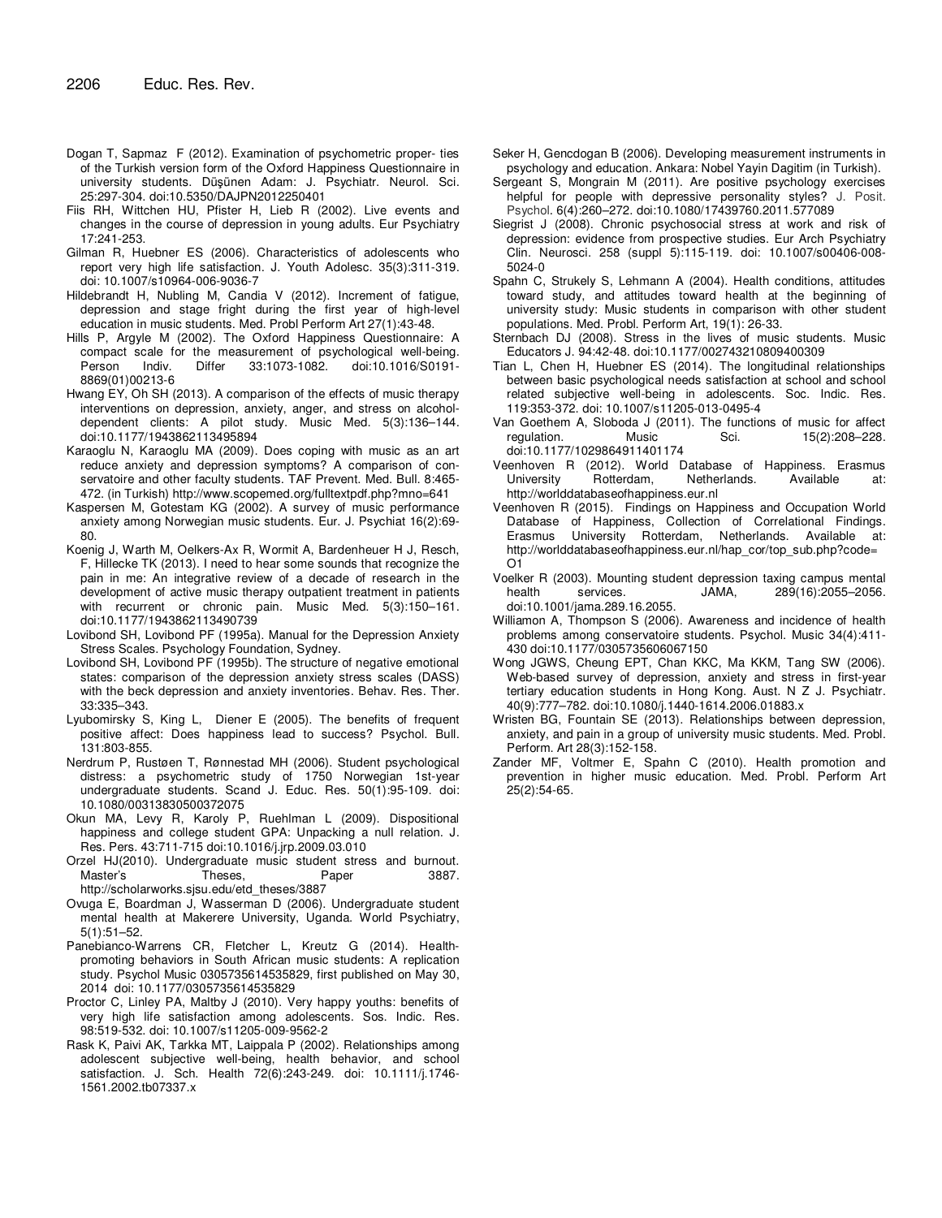Dogan T, Sapmaz F (2012). Examination of psychometric proper- ties of the Turkish version form of the Oxford Happiness Questionnaire in university students. Düşünen Adam: J. Psychiatr. Neurol. Sci. 25:297-304. doi:10.5350/DAJPN2012250401

Fiis RH, Wittchen HU, Pfister H, Lieb R (2002). Live events and changes in the course of depression in young adults. Eur Psychiatry 17:241-253.

Gilman R, Huebner ES (2006). Characteristics of adolescents who report very high life satisfaction. J. Youth Adolesc. 35(3):311-319. doi: 10.1007/s10964-006-9036-7

Hildebrandt H, Nubling M, Candia V (2012). Increment of fatigue, depression and stage fright during the first year of high-level education in music students. Med. Probl Perform Art 27(1):43-48.

Hills P, Argyle M (2002). The Oxford Happiness Questionnaire: A compact scale for the measurement of psychological well-being. Person Indiv. Differ 33:1073-1082. doi:10.1016/S0191-8869(01)00213-6

Hwang EY, Oh SH (2013). A comparison of the effects of music therapy interventions on depression, anxiety, anger, and stress on alcohol-dependent clients: A pilot study. Music Med. 5(3):136–144. doi:10.1177/1943862113495894

Karaoglu N, Karaoglu MA (2009). Does coping with music as an art reduce anxiety and depression symptoms? A comparison of conservatoire and other faculty students. TAF Prevent. Med. Bull. 8:465-472. (in Turkish) http://www.scopemed.org/fulltextpdf.php?mno=641

Kaspersen M, Gotestam KG (2002). A survey of music performance anxiety among Norwegian music students. Eur. J. Psychiat 16(2):69-80.

Koenig J, Warth M, Oelkers-Ax R, Wormit A, Bardenheuer H J, Resch, F, Hillecke TK (2013). I need to hear some sounds that recognize the pain in me: An integrative review of a decade of research in the development of active music therapy outpatient treatment in patients with recurrent or chronic pain. Music Med. 5(3):150–161. doi:10.1177/1943862113490739

Lovibond SH, Lovibond PF (1995a). Manual for the Depression Anxiety Stress Scales. Psychology Foundation, Sydney.

Lovibond SH, Lovibond PF (1995b). The structure of negative emotional states: comparison of the depression anxiety stress scales (DASS) with the beck depression and anxiety inventories. Behav. Res. Ther. 33:335–343.

Lyubomirsky S, King L, Diener E (2005). The benefits of frequent positive affect: Does happiness lead to success? Psychol. Bull. 131:803-855.

Nerdrum P, Rustøen T, Rønnestad MH (2006). Student psychological distress: a psychometric study of 1750 Norwegian 1st-year undergraduate students. Scand J. Educ. Res. 50(1):95-109. doi: 10.1080/00313830500372075

Okun MA, Levy R, Karoly P, Ruehlman L (2009). Dispositional happiness and college student GPA: Unpacking a null relation. J. Res. Pers. 43:711-715 doi:10.1016/j.jrp.2009.03.010

Orzel HJ(2010). Undergraduate music student stress and burnout. Master's Theses, Paper 3887. http://scholarworks.sjsu.edu/etd_theses/3887

Ovuga E, Boardman J, Wasserman D (2006). Undergraduate student mental health at Makerere University, Uganda. World Psychiatry, 5(1):51–52.

Panebianco-Warrens CR, Fletcher L, Kreutz G (2014). Health-promoting behaviors in South African music students: A replication study. Psychol Music 0305735614535829, first published on May 30, 2014 doi: 10.1177/0305735614535829

Proctor C, Linley PA, Maltby J (2010). Very happy youths: benefits of very high life satisfaction among adolescents. Sos. Indic. Res. 98:519-532. doi: 10.1007/s11205-009-9562-2

Rask K, Paivi AK, Tarkka MT, Laippala P (2002). Relationships among adolescent subjective well-being, health behavior, and school satisfaction. J. Sch. Health 72(6):243-249. doi: 10.1111/j.1746-1561.2002.tb07337.x

Seker H, Gencdogan B (2006). Developing measurement instruments in psychology and education. Ankara: Nobel Yayin Dagitim (in Turkish).

Sergeant S, Mongrain M (2011). Are positive psychology exercises helpful for people with depressive personality styles? J. Posit. Psychol. 6(4):260–272. doi:10.1080/17439760.2011.577089

Siegrist J (2008). Chronic psychosocial stress at work and risk of depression: evidence from prospective studies. Eur Arch Psychiatry Clin. Neurosci. 258 (suppl 5):115-119. doi: 10.1007/s00406-008-5024-0

Spahn C, Strukely S, Lehmann A (2004). Health conditions, attitudes toward study, and attitudes toward health at the beginning of university study: Music students in comparison with other student populations. Med. Probl. Perform Art, 19(1): 26-33.

Sternbach DJ (2008). Stress in the lives of music students. Music Educators J. 94:42-48. doi:10.1177/002743210809400309

Tian L, Chen H, Huebner ES (2014). The longitudinal relationships between basic psychological needs satisfaction at school and school related subjective well-being in adolescents. Soc. Indic. Res. 119:353-372. doi: 10.1007/s11205-013-0495-4

Van Goethem A, Sloboda J (2011). The functions of music for affect regulation. Music Sci. 15(2):208–228. doi:10.1177/1029864911401174

Veenhoven R (2012). World Database of Happiness. Erasmus University Rotterdam, Netherlands. Available at: http://worlddatabaseofhappiness.eur.nl

Veenhoven R (2015). Findings on Happiness and Occupation World Database of Happiness, Collection of Correlational Findings. Erasmus University Rotterdam, Netherlands. Available at: http://worlddatabaseofhappiness.eur.nl/hap_cor/top_sub.php?code=O1

Voelker R (2003). Mounting student depression taxing campus mental health services. JAMA, 289(16):2055–2056. doi:10.1001/jama.289.16.2055.

Williamon A, Thompson S (2006). Awareness and incidence of health problems among conservatoire students. Psychol. Music 34(4):411-430 doi:10.1177/0305735606067150

Wong JGWS, Cheung EPT, Chan KKC, Ma KKM, Tang SW (2006). Web-based survey of depression, anxiety and stress in first-year tertiary education students in Hong Kong. Aust. N Z J. Psychiatr. 40(9):777–782. doi:10.1080/j.1440-1614.2006.01883.x

Wristen BG, Fountain SE (2013). Relationships between depression, anxiety, and pain in a group of university music students. Med. Probl. Perform. Art 28(3):152-158.

Zander MF, Voltmer E, Spahn C (2010). Health promotion and prevention in higher music education. Med. Probl. Perform Art 25(2):54-65.